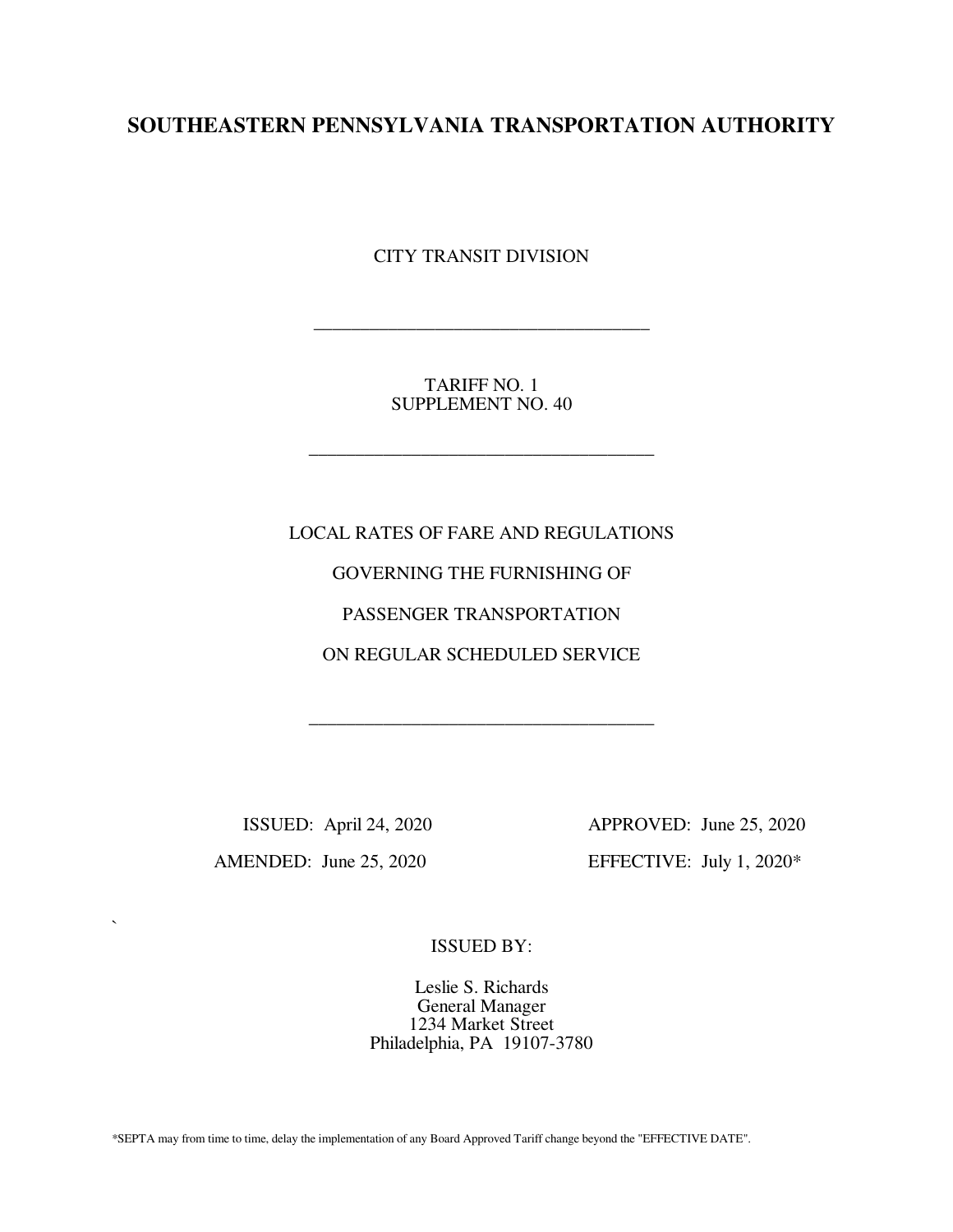# SOUTHEASTERN PENNSYLVANIA TRANSPORTATION AUTHORITY

CITY TRANSIT DIVISION

---

TARIFF NO. 1
SUPPLEMENT NO. 40

---

LOCAL RATES OF FARE AND REGULATIONS

GOVERNING THE FURNISHING OF

PASSENGER TRANSPORTATION

ON REGULAR SCHEDULED SERVICE

---

ISSUED: April 24, 2020

APPROVED: June 25, 2020

AMENDED: June 25, 2020

EFFECTIVE: July 1, 2020*

ISSUED BY:

Leslie S. Richards
General Manager
1234 Market Street
Philadelphia, PA 19107-3780

*SEPTA may from time to time, delay the implementation of any Board Approved Tariff change beyond the "EFFECTIVE DATE".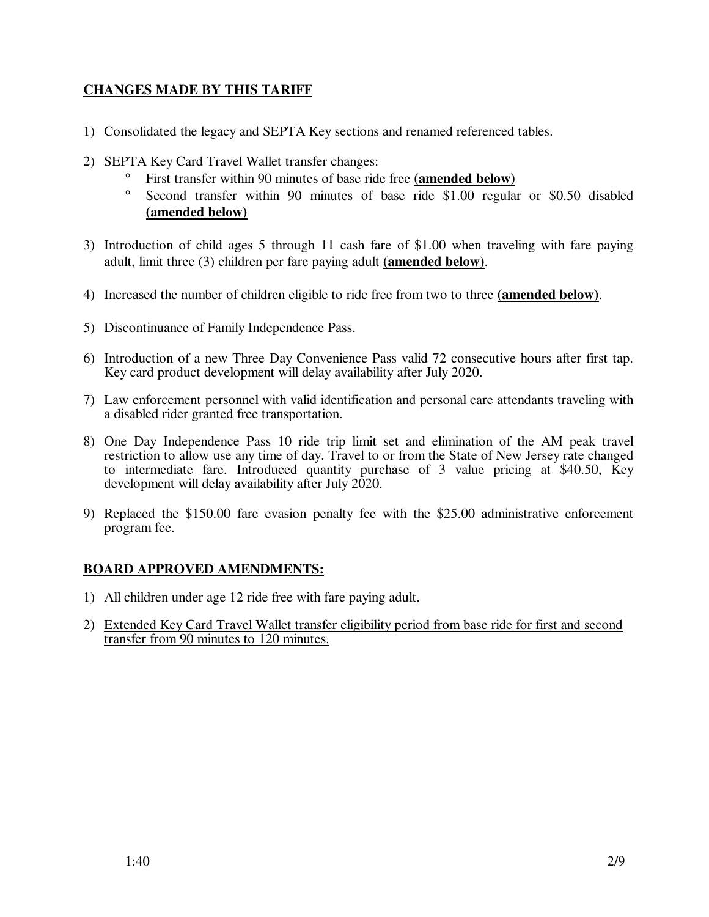**CHANGES MADE BY THIS TARIFF**

1) Consolidated the legacy and SEPTA Key sections and renamed referenced tables.

2) SEPTA Key Card Travel Wallet transfer changes:
   - First transfer within 90 minutes of base ride free **(amended below)**
   - Second transfer within 90 minutes of base ride $1.00 regular or $0.50 disabled **(amended below)**

3) Introduction of child ages 5 through 11 cash fare of $1.00 when traveling with fare paying adult, limit three (3) children per fare paying adult **(amended below)**.

4) Increased the number of children eligible to ride free from two to three **(amended below)**.

5) Discontinuance of Family Independence Pass.

6) Introduction of a new Three Day Convenience Pass valid 72 consecutive hours after first tap. Key card product development will delay availability after July 2020.

7) Law enforcement personnel with valid identification and personal care attendants traveling with a disabled rider granted free transportation.

8) One Day Independence Pass 10 ride trip limit set and elimination of the AM peak travel restriction to allow use any time of day. Travel to or from the State of New Jersey rate changed to intermediate fare. Introduced quantity purchase of 3 value pricing at $40.50, Key development will delay availability after July 2020.

9) Replaced the $150.00 fare evasion penalty fee with the $25.00 administrative enforcement program fee.

**BOARD APPROVED AMENDMENTS:**

1) All children under age 12 ride free with fare paying adult.

2) Extended Key Card Travel Wallet transfer eligibility period from base ride for first and second transfer from 90 minutes to 120 minutes.

1:40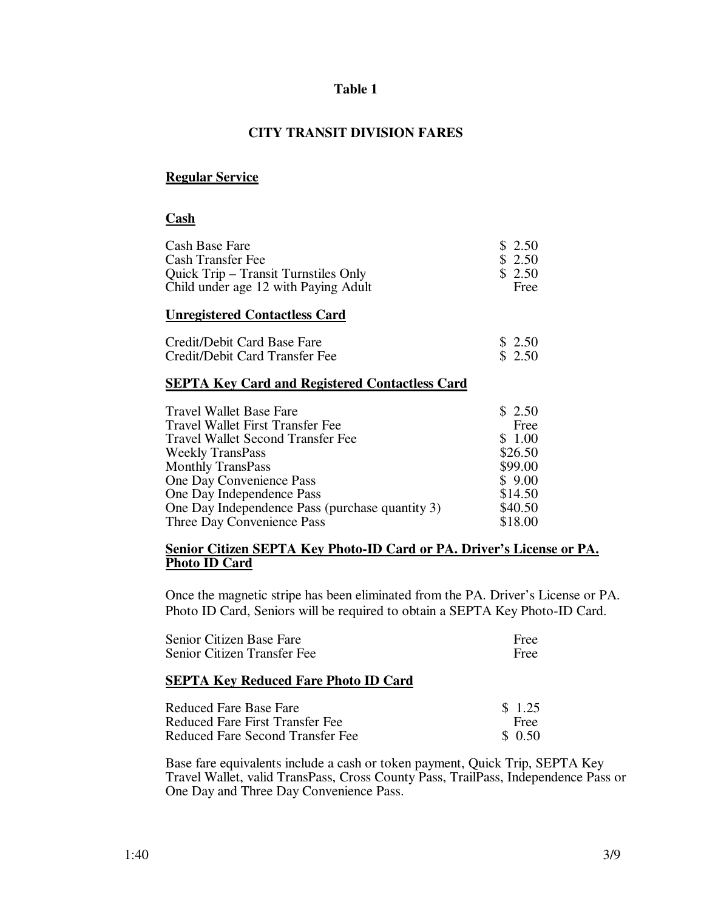**Table 1**

**CITY TRANSIT DIVISION FARES**

**Regular Service**

**Cash**

| | |
|---|---|
| Cash Base Fare | $ 2.50 |
| Cash Transfer Fee | $ 2.50 |
| Quick Trip – Transit Turnstiles Only | $ 2.50 |
| Child under age 12 with Paying Adult | Free |

**Unregistered Contactless Card**

| | |
|---|---|
| Credit/Debit Card Base Fare | $ 2.50 |
| Credit/Debit Card Transfer Fee | $ 2.50 |

**SEPTA Key Card and Registered Contactless Card**

| | |
|---|---|
| Travel Wallet Base Fare | $ 2.50 |
| Travel Wallet First Transfer Fee | Free |
| Travel Wallet Second Transfer Fee | $ 1.00 |
| Weekly TransPass | $26.50 |
| Monthly TransPass | $99.00 |
| One Day Convenience Pass | $ 9.00 |
| One Day Independence Pass | $14.50 |
| One Day Independence Pass (purchase quantity 3) | $40.50 |
| Three Day Convenience Pass | $18.00 |

**Senior Citizen SEPTA Key Photo-ID Card or PA. Driver's License or PA. Photo ID Card**

Once the magnetic stripe has been eliminated from the PA. Driver's License or PA. Photo ID Card, Seniors will be required to obtain a SEPTA Key Photo-ID Card.

| | |
|---|---|
| Senior Citizen Base Fare | Free |
| Senior Citizen Transfer Fee | Free |

**SEPTA Key Reduced Fare Photo ID Card**

| | |
|---|---|
| Reduced Fare Base Fare | $ 1.25 |
| Reduced Fare First Transfer Fee | Free |
| Reduced Fare Second Transfer Fee | $ 0.50 |

Base fare equivalents include a cash or token payment, Quick Trip, SEPTA Key Travel Wallet, valid TransPass, Cross County Pass, TrailPass, Independence Pass or One Day and Three Day Convenience Pass.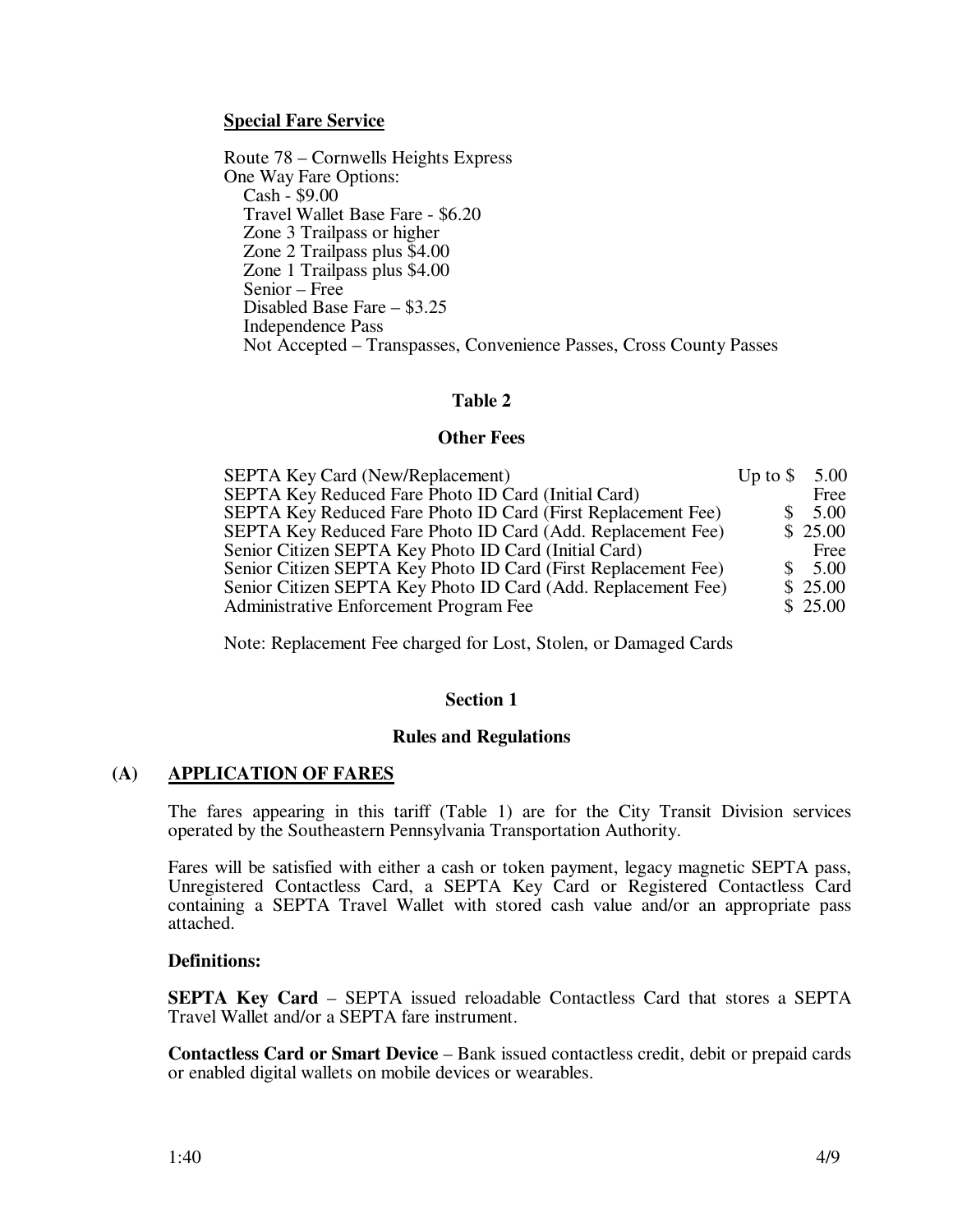**Special Fare Service**

Route 78 – Cornwells Heights Express
One Way Fare Options:

- Cash - $9.00
- Travel Wallet Base Fare - $6.20
- Zone 3 Trailpass or higher
- Zone 2 Trailpass plus $4.00
- Zone 1 Trailpass plus $4.00
- Senior – Free
- Disabled Base Fare – $3.25
- Independence Pass
- Not Accepted – Transpasses, Convenience Passes, Cross County Passes

## Table 2

### Other Fees

| | |
|---|---|
| SEPTA Key Card (New/Replacement) | Up to $ 5.00 |
| SEPTA Key Reduced Fare Photo ID Card (Initial Card) | Free |
| SEPTA Key Reduced Fare Photo ID Card (First Replacement Fee) | $ 5.00 |
| SEPTA Key Reduced Fare Photo ID Card (Add. Replacement Fee) | $ 25.00 |
| Senior Citizen SEPTA Key Photo ID Card (Initial Card) | Free |
| Senior Citizen SEPTA Key Photo ID Card (First Replacement Fee) | $ 5.00 |
| Senior Citizen SEPTA Key Photo ID Card (Add. Replacement Fee) | $ 25.00 |
| Administrative Enforcement Program Fee | $ 25.00 |

Note: Replacement Fee charged for Lost, Stolen, or Damaged Cards

## Section 1

### Rules and Regulations

**(A) APPLICATION OF FARES**

The fares appearing in this tariff (Table 1) are for the City Transit Division services operated by the Southeastern Pennsylvania Transportation Authority.

Fares will be satisfied with either a cash or token payment, legacy magnetic SEPTA pass, Unregistered Contactless Card, a SEPTA Key Card or Registered Contactless Card containing a SEPTA Travel Wallet with stored cash value and/or an appropriate pass attached.

**Definitions:**

**SEPTA Key Card** – SEPTA issued reloadable Contactless Card that stores a SEPTA Travel Wallet and/or a SEPTA fare instrument.

**Contactless Card or Smart Device** – Bank issued contactless credit, debit or prepaid cards or enabled digital wallets on mobile devices or wearables.

1:40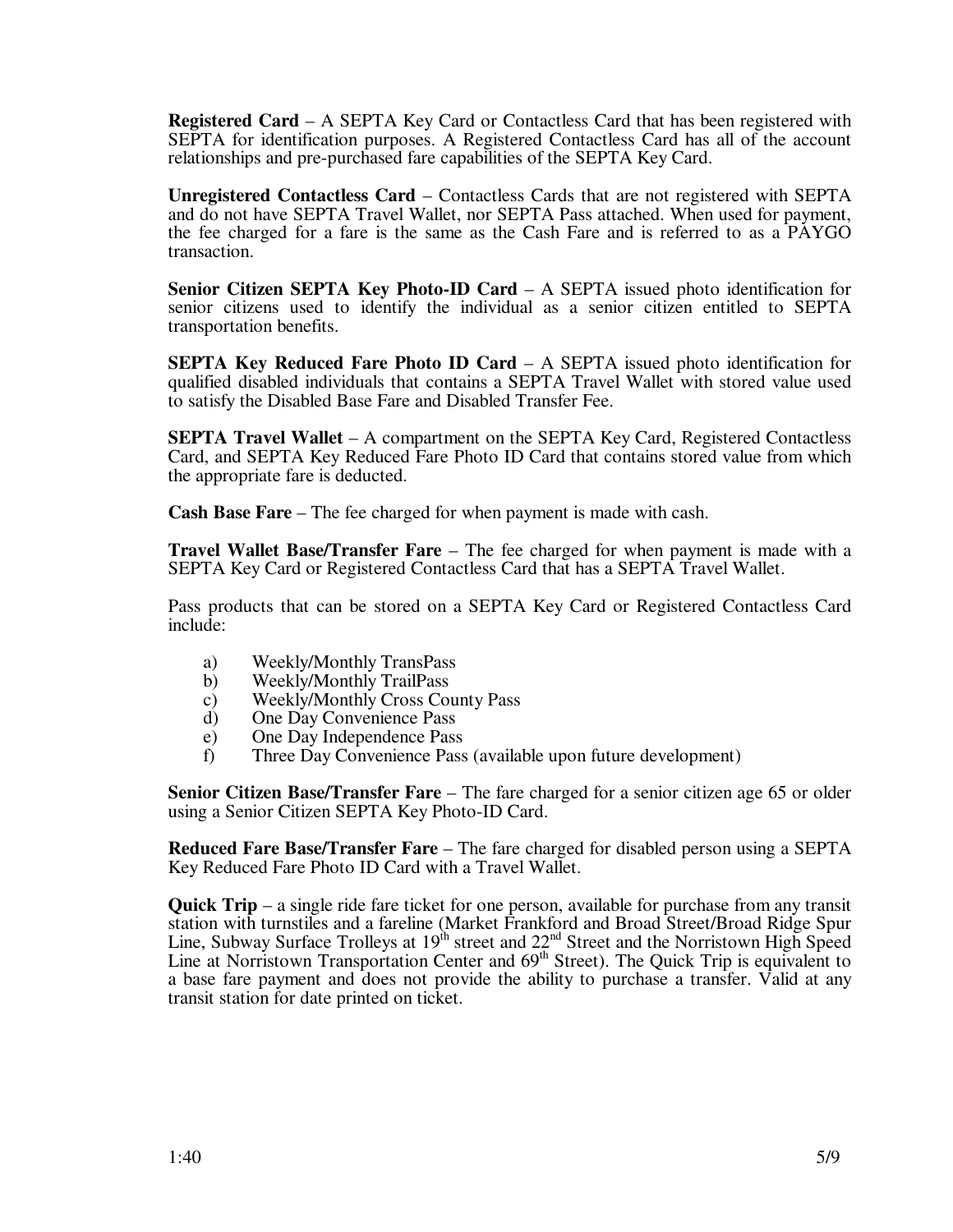**Registered Card** – A SEPTA Key Card or Contactless Card that has been registered with SEPTA for identification purposes. A Registered Contactless Card has all of the account relationships and pre-purchased fare capabilities of the SEPTA Key Card.

**Unregistered Contactless Card** – Contactless Cards that are not registered with SEPTA and do not have SEPTA Travel Wallet, nor SEPTA Pass attached. When used for payment, the fee charged for a fare is the same as the Cash Fare and is referred to as a PAYGO transaction.

**Senior Citizen SEPTA Key Photo-ID Card** – A SEPTA issued photo identification for senior citizens used to identify the individual as a senior citizen entitled to SEPTA transportation benefits.

**SEPTA Key Reduced Fare Photo ID Card** – A SEPTA issued photo identification for qualified disabled individuals that contains a SEPTA Travel Wallet with stored value used to satisfy the Disabled Base Fare and Disabled Transfer Fee.

**SEPTA Travel Wallet** – A compartment on the SEPTA Key Card, Registered Contactless Card, and SEPTA Key Reduced Fare Photo ID Card that contains stored value from which the appropriate fare is deducted.

**Cash Base Fare** – The fee charged for when payment is made with cash.

**Travel Wallet Base/Transfer Fare** – The fee charged for when payment is made with a SEPTA Key Card or Registered Contactless Card that has a SEPTA Travel Wallet.

Pass products that can be stored on a SEPTA Key Card or Registered Contactless Card include:

a) Weekly/Monthly TransPass
b) Weekly/Monthly TrailPass
c) Weekly/Monthly Cross County Pass
d) One Day Convenience Pass
e) One Day Independence Pass
f) Three Day Convenience Pass (available upon future development)

**Senior Citizen Base/Transfer Fare** – The fare charged for a senior citizen age 65 or older using a Senior Citizen SEPTA Key Photo-ID Card.

**Reduced Fare Base/Transfer Fare** – The fare charged for disabled person using a SEPTA Key Reduced Fare Photo ID Card with a Travel Wallet.

**Quick Trip** – a single ride fare ticket for one person, available for purchase from any transit station with turnstiles and a fareline (Market Frankford and Broad Street/Broad Ridge Spur Line, Subway Surface Trolleys at 19th street and 22nd Street and the Norristown High Speed Line at Norristown Transportation Center and 69th Street). The Quick Trip is equivalent to a base fare payment and does not provide the ability to purchase a transfer. Valid at any transit station for date printed on ticket.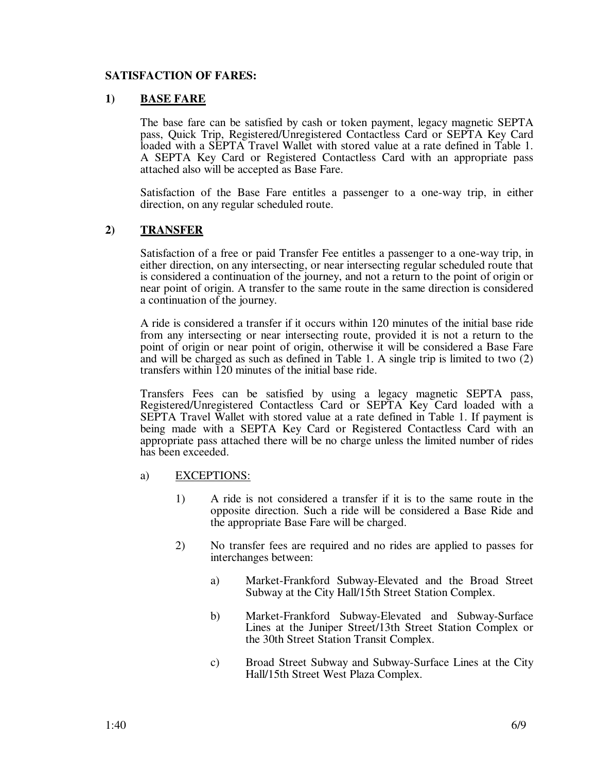**SATISFACTION OF FARES:**

**1) <u>BASE FARE</u>**

The base fare can be satisfied by cash or token payment, legacy magnetic SEPTA pass, Quick Trip, Registered/Unregistered Contactless Card or SEPTA Key Card loaded with a SEPTA Travel Wallet with stored value at a rate defined in Table 1. A SEPTA Key Card or Registered Contactless Card with an appropriate pass attached also will be accepted as Base Fare.

Satisfaction of the Base Fare entitles a passenger to a one-way trip, in either direction, on any regular scheduled route.

**2) <u>TRANSFER</u>**

Satisfaction of a free or paid Transfer Fee entitles a passenger to a one-way trip, in either direction, on any intersecting, or near intersecting regular scheduled route that is considered a continuation of the journey, and not a return to the point of origin or near point of origin. A transfer to the same route in the same direction is considered a continuation of the journey.

A ride is considered a transfer if it occurs within 120 minutes of the initial base ride from any intersecting or near intersecting route, provided it is not a return to the point of origin or near point of origin, otherwise it will be considered a Base Fare and will be charged as such as defined in Table 1. A single trip is limited to two (2) transfers within 120 minutes of the initial base ride.

Transfers Fees can be satisfied by using a legacy magnetic SEPTA pass, Registered/Unregistered Contactless Card or SEPTA Key Card loaded with a SEPTA Travel Wallet with stored value at a rate defined in Table 1. If payment is being made with a SEPTA Key Card or Registered Contactless Card with an appropriate pass attached there will be no charge unless the limited number of rides has been exceeded.

a) <u>EXCEPTIONS:</u>

1) A ride is not considered a transfer if it is to the same route in the opposite direction. Such a ride will be considered a Base Ride and the appropriate Base Fare will be charged.

2) No transfer fees are required and no rides are applied to passes for interchanges between:

a) Market-Frankford Subway-Elevated and the Broad Street Subway at the City Hall/15th Street Station Complex.

b) Market-Frankford Subway-Elevated and Subway-Surface Lines at the Juniper Street/13th Street Station Complex or the 30th Street Station Transit Complex.

c) Broad Street Subway and Subway-Surface Lines at the City Hall/15th Street West Plaza Complex.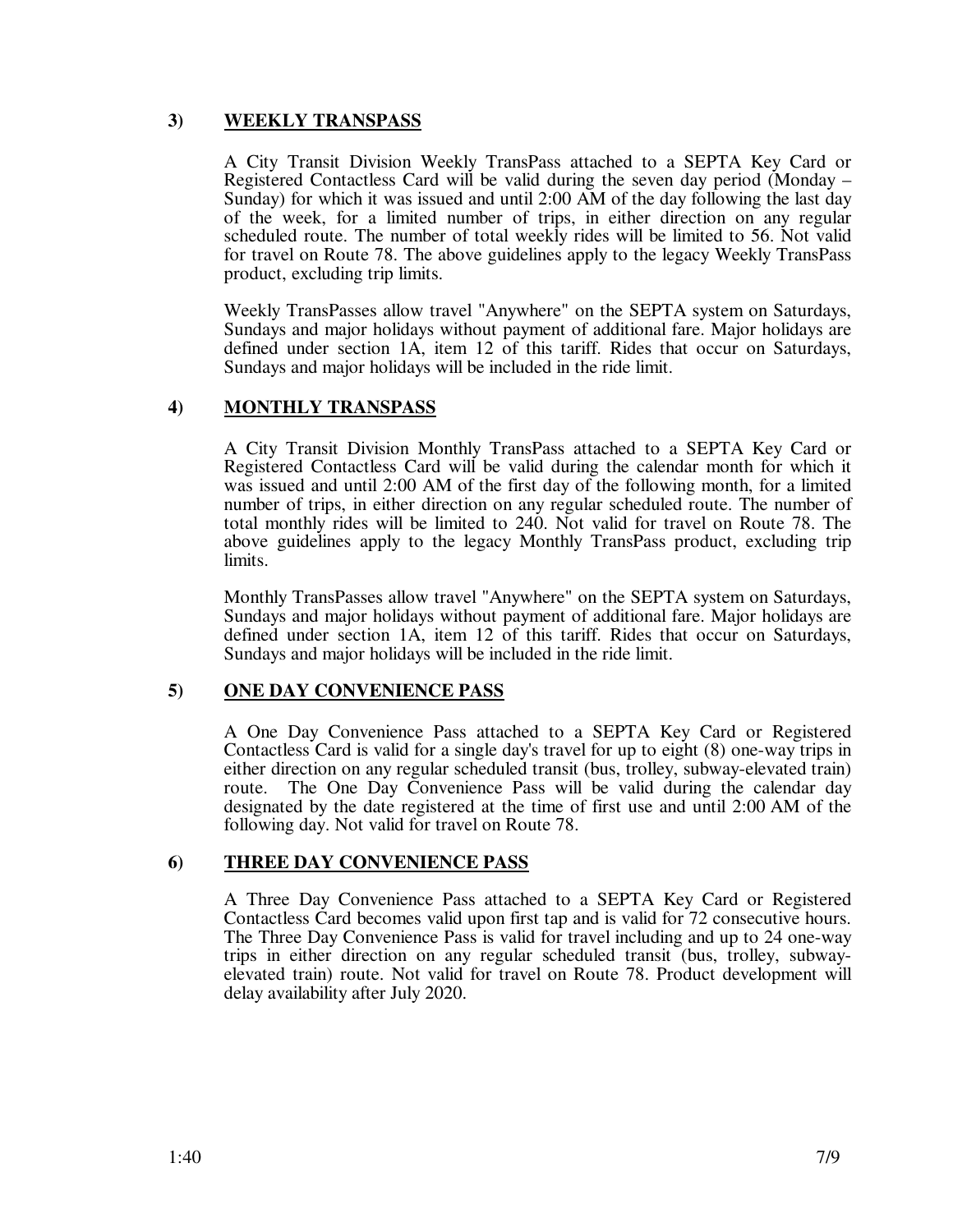### 3) WEEKLY TRANSPASS

A City Transit Division Weekly TransPass attached to a SEPTA Key Card or Registered Contactless Card will be valid during the seven day period (Monday – Sunday) for which it was issued and until 2:00 AM of the day following the last day of the week, for a limited number of trips, in either direction on any regular scheduled route. The number of total weekly rides will be limited to 56. Not valid for travel on Route 78. The above guidelines apply to the legacy Weekly TransPass product, excluding trip limits.

Weekly TransPasses allow travel "Anywhere" on the SEPTA system on Saturdays, Sundays and major holidays without payment of additional fare. Major holidays are defined under section 1A, item 12 of this tariff. Rides that occur on Saturdays, Sundays and major holidays will be included in the ride limit.

### 4) MONTHLY TRANSPASS

A City Transit Division Monthly TransPass attached to a SEPTA Key Card or Registered Contactless Card will be valid during the calendar month for which it was issued and until 2:00 AM of the first day of the following month, for a limited number of trips, in either direction on any regular scheduled route. The number of total monthly rides will be limited to 240. Not valid for travel on Route 78. The above guidelines apply to the legacy Monthly TransPass product, excluding trip limits.

Monthly TransPasses allow travel "Anywhere" on the SEPTA system on Saturdays, Sundays and major holidays without payment of additional fare. Major holidays are defined under section 1A, item 12 of this tariff. Rides that occur on Saturdays, Sundays and major holidays will be included in the ride limit.

### 5) ONE DAY CONVENIENCE PASS

A One Day Convenience Pass attached to a SEPTA Key Card or Registered Contactless Card is valid for a single day's travel for up to eight (8) one-way trips in either direction on any regular scheduled transit (bus, trolley, subway-elevated train) route. The One Day Convenience Pass will be valid during the calendar day designated by the date registered at the time of first use and until 2:00 AM of the following day. Not valid for travel on Route 78.

### 6) THREE DAY CONVENIENCE PASS

A Three Day Convenience Pass attached to a SEPTA Key Card or Registered Contactless Card becomes valid upon first tap and is valid for 72 consecutive hours. The Three Day Convenience Pass is valid for travel including and up to 24 one-way trips in either direction on any regular scheduled transit (bus, trolley, subway-elevated train) route. Not valid for travel on Route 78. Product development will delay availability after July 2020.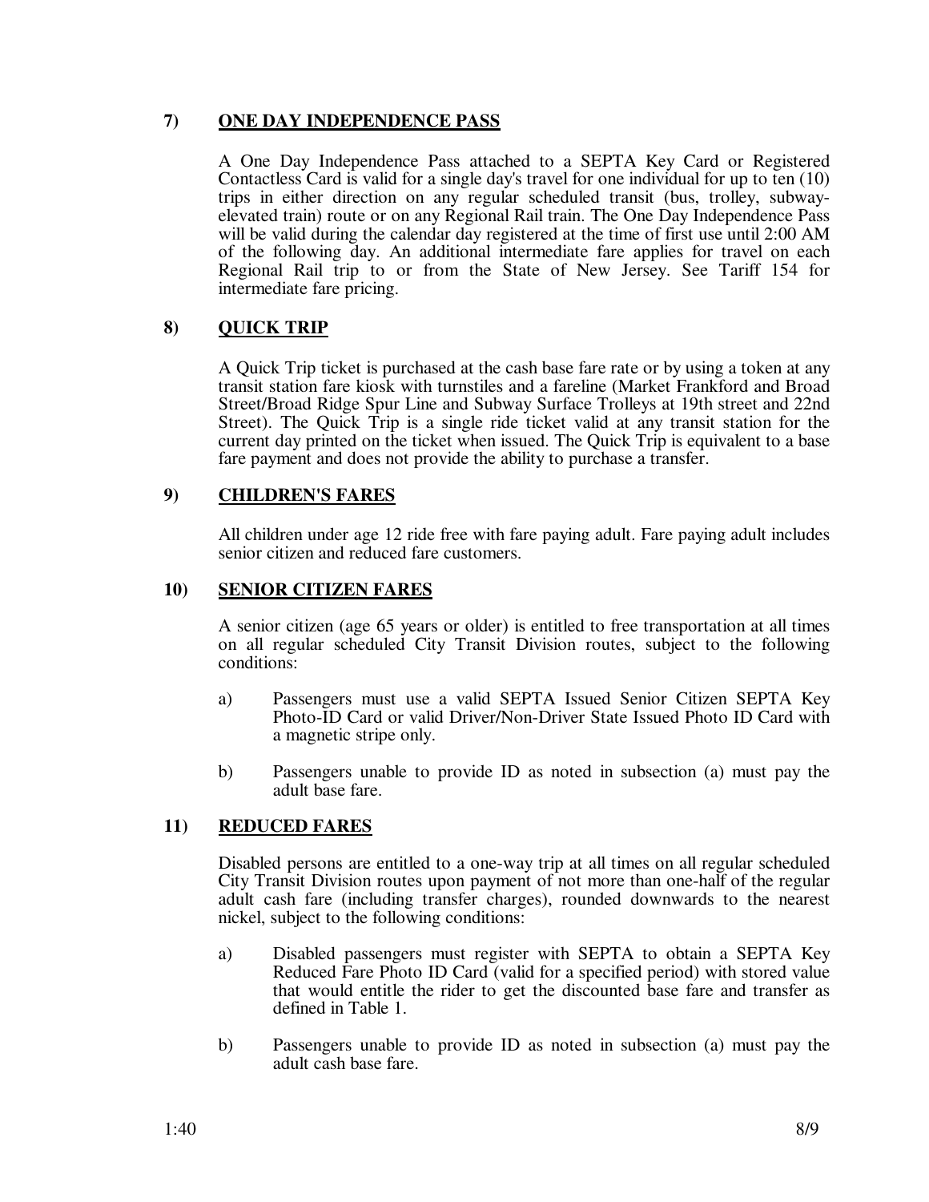## 7) ONE DAY INDEPENDENCE PASS

A One Day Independence Pass attached to a SEPTA Key Card or Registered Contactless Card is valid for a single day's travel for one individual for up to ten (10) trips in either direction on any regular scheduled transit (bus, trolley, subway-elevated train) route or on any Regional Rail train. The One Day Independence Pass will be valid during the calendar day registered at the time of first use until 2:00 AM of the following day. An additional intermediate fare applies for travel on each Regional Rail trip to or from the State of New Jersey. See Tariff 154 for intermediate fare pricing.

## 8) QUICK TRIP

A Quick Trip ticket is purchased at the cash base fare rate or by using a token at any transit station fare kiosk with turnstiles and a fareline (Market Frankford and Broad Street/Broad Ridge Spur Line and Subway Surface Trolleys at 19th street and 22nd Street). The Quick Trip is a single ride ticket valid at any transit station for the current day printed on the ticket when issued. The Quick Trip is equivalent to a base fare payment and does not provide the ability to purchase a transfer.

## 9) CHILDREN'S FARES

All children under age 12 ride free with fare paying adult. Fare paying adult includes senior citizen and reduced fare customers.

## 10) SENIOR CITIZEN FARES

A senior citizen (age 65 years or older) is entitled to free transportation at all times on all regular scheduled City Transit Division routes, subject to the following conditions:

a) Passengers must use a valid SEPTA Issued Senior Citizen SEPTA Key Photo-ID Card or valid Driver/Non-Driver State Issued Photo ID Card with a magnetic stripe only.

b) Passengers unable to provide ID as noted in subsection (a) must pay the adult base fare.

## 11) REDUCED FARES

Disabled persons are entitled to a one-way trip at all times on all regular scheduled City Transit Division routes upon payment of not more than one-half of the regular adult cash fare (including transfer charges), rounded downwards to the nearest nickel, subject to the following conditions:

a) Disabled passengers must register with SEPTA to obtain a SEPTA Key Reduced Fare Photo ID Card (valid for a specified period) with stored value that would entitle the rider to get the discounted base fare and transfer as defined in Table 1.

b) Passengers unable to provide ID as noted in subsection (a) must pay the adult cash base fare.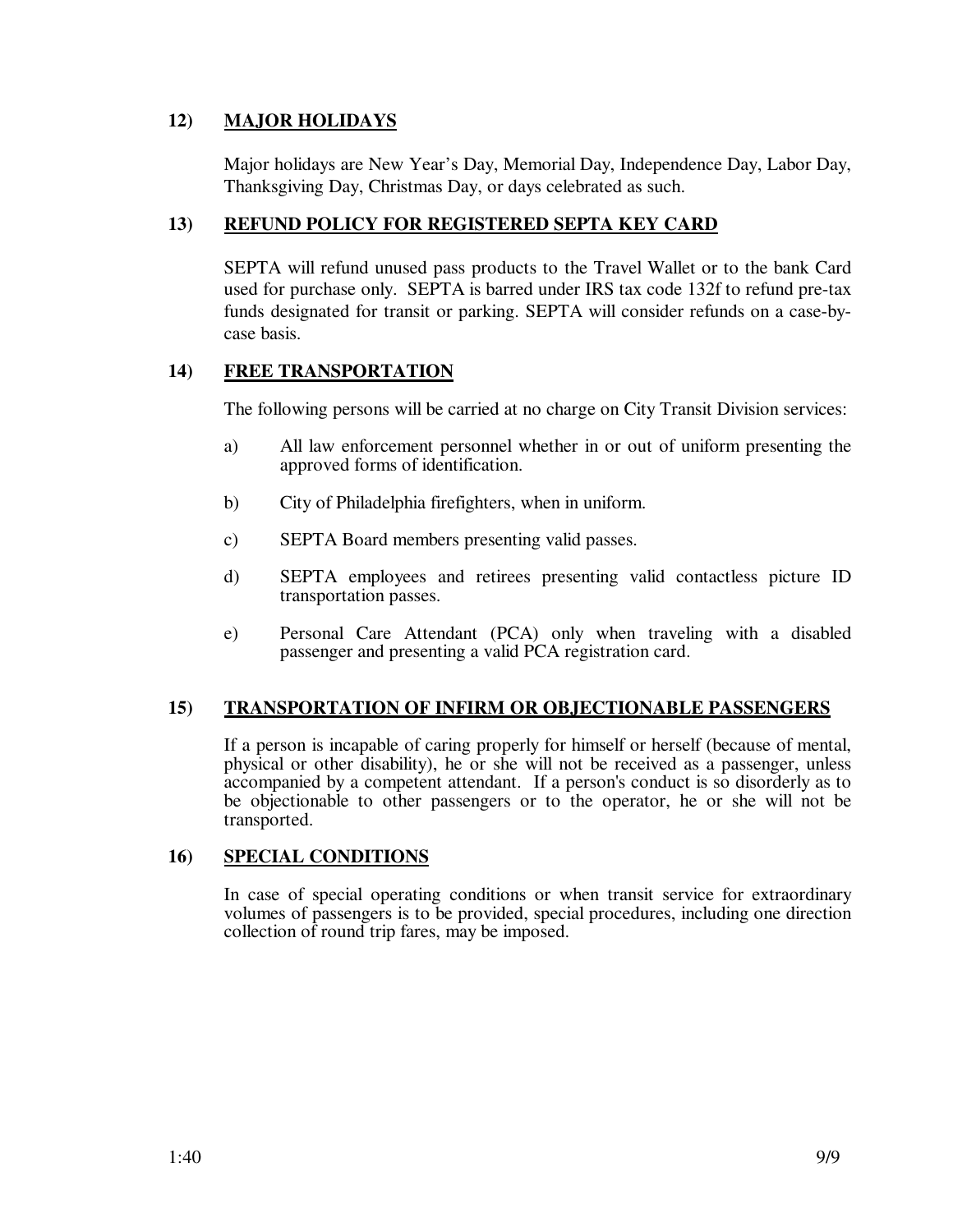## 12) MAJOR HOLIDAYS

Major holidays are New Year's Day, Memorial Day, Independence Day, Labor Day, Thanksgiving Day, Christmas Day, or days celebrated as such.

## 13) REFUND POLICY FOR REGISTERED SEPTA KEY CARD

SEPTA will refund unused pass products to the Travel Wallet or to the bank Card used for purchase only. SEPTA is barred under IRS tax code 132f to refund pre-tax funds designated for transit or parking. SEPTA will consider refunds on a case-by-case basis.

## 14) FREE TRANSPORTATION

The following persons will be carried at no charge on City Transit Division services:

a) All law enforcement personnel whether in or out of uniform presenting the approved forms of identification.

b) City of Philadelphia firefighters, when in uniform.

c) SEPTA Board members presenting valid passes.

d) SEPTA employees and retirees presenting valid contactless picture ID transportation passes.

e) Personal Care Attendant (PCA) only when traveling with a disabled passenger and presenting a valid PCA registration card.

## 15) TRANSPORTATION OF INFIRM OR OBJECTIONABLE PASSENGERS

If a person is incapable of caring properly for himself or herself (because of mental, physical or other disability), he or she will not be received as a passenger, unless accompanied by a competent attendant. If a person's conduct is so disorderly as to be objectionable to other passengers or to the operator, he or she will not be transported.

## 16) SPECIAL CONDITIONS

In case of special operating conditions or when transit service for extraordinary volumes of passengers is to be provided, special procedures, including one direction collection of round trip fares, may be imposed.